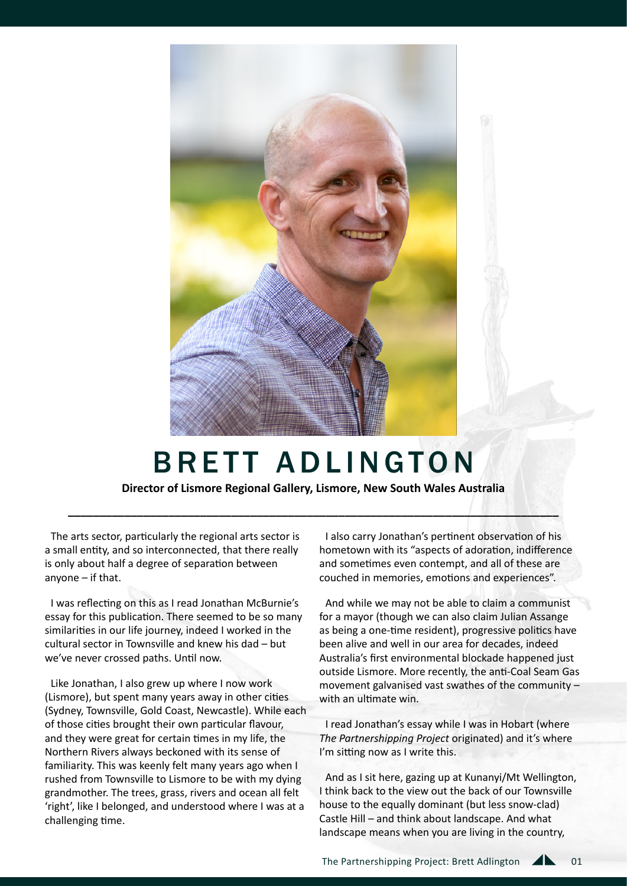# BRETT ADLINGTON

**Director of Lismore Regional Gallery, Lismore, New South Wales Australia**

The arts sector, particularly the regional arts sector is a small entity, and so interconnected, that there really is only about half a degree of separation between anyone – if that.

I was reflecting on this as I read Jonathan McBurnie's essay for this publication. There seemed to be so many similarities in our life journey, indeed I worked in the cultural sector in Townsville and knew his dad – but we've never crossed paths. Until now.

Like Jonathan, I also grew up where I now work (Lismore), but spent many years away in other cities (Sydney, Townsville, Gold Coast, Newcastle). While each of those cities brought their own particular flavour, and they were great for certain times in my life, the Northern Rivers always beckoned with its sense of familiarity. This was keenly felt many years ago when I rushed from Townsville to Lismore to be with my dying grandmother. The trees, grass, rivers and ocean all felt 'right', like I belonged, and understood where I was at a challenging time.

I also carry Jonathan's pertinent observation of his hometown with its "aspects of adoration, indifference and sometimes even contempt, and all of these are couched in memories, emotions and experiences".

And while we may not be able to claim a communist for a mayor (though we can also claim Julian Assange as being a one-time resident), progressive politics have been alive and well in our area for decades, indeed Australia's first environmental blockade happened just outside Lismore. More recently, the anti-Coal Seam Gas movement galvanised vast swathes of the community – with an ultimate win.

I read Jonathan's essay while I was in Hobart (where *The Partnershipping Project* originated) and it's where I'm sitting now as I write this.

And as I sit here, gazing up at Kunanyi/Mt Wellington, I think back to the view out the back of our Townsville house to the equally dominant (but less snow-clad) Castle Hill – and think about landscape. And what landscape means when you are living in the country,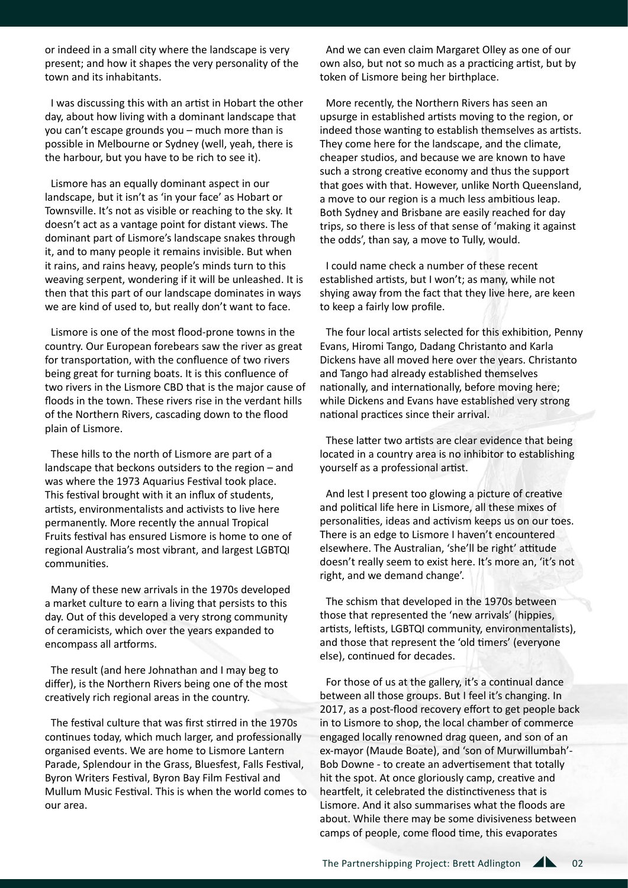or indeed in a small city where the landscape is very present; and how it shapes the very personality of the town and its inhabitants.

I was discussing this with an artist in Hobart the other day, about how living with a dominant landscape that you can't escape grounds you – much more than is possible in Melbourne or Sydney (well, yeah, there is the harbour, but you have to be rich to see it).

Lismore has an equally dominant aspect in our landscape, but it isn't as 'in your face' as Hobart or Townsville. It's not as visible or reaching to the sky. It doesn't act as a vantage point for distant views. The dominant part of Lismore's landscape snakes through it, and to many people it remains invisible. But when it rains, and rains heavy, people's minds turn to this weaving serpent, wondering if it will be unleashed. It is then that this part of our landscape dominates in ways we are kind of used to, but really don't want to face.

Lismore is one of the most flood-prone towns in the country. Our European forebears saw the river as great for transportation, with the confluence of two rivers being great for turning boats. It is this confluence of two rivers in the Lismore CBD that is the major cause of floods in the town. These rivers rise in the verdant hills of the Northern Rivers, cascading down to the flood plain of Lismore.

These hills to the north of Lismore are part of a landscape that beckons outsiders to the region – and was where the 1973 Aquarius Festival took place. This festival brought with it an influx of students, artists, environmentalists and activists to live here permanently. More recently the annual Tropical Fruits festival has ensured Lismore is home to one of regional Australia's most vibrant, and largest LGBTQI communities.

Many of these new arrivals in the 1970s developed a market culture to earn a living that persists to this day. Out of this developed a very strong community of ceramicists, which over the years expanded to encompass all artforms.

The result (and here Johnathan and I may beg to differ), is the Northern Rivers being one of the most creatively rich regional areas in the country.

The festival culture that was first stirred in the 1970s continues today, which much larger, and professionally organised events. We are home to Lismore Lantern Parade, Splendour in the Grass, Bluesfest, Falls Festival, Byron Writers Festival, Byron Bay Film Festival and Mullum Music Festival. This is when the world comes to our area.

And we can even claim Margaret Olley as one of our own also, but not so much as a practicing artist, but by token of Lismore being her birthplace.

More recently, the Northern Rivers has seen an upsurge in established artists moving to the region, or indeed those wanting to establish themselves as artists. They come here for the landscape, and the climate, cheaper studios, and because we are known to have such a strong creative economy and thus the support that goes with that. However, unlike North Queensland, a move to our region is a much less ambitious leap. Both Sydney and Brisbane are easily reached for day trips, so there is less of that sense of 'making it against the odds', than say, a move to Tully, would.

I could name check a number of these recent established artists, but I won't; as many, while not shying away from the fact that they live here, are keen to keep a fairly low profile.

The four local artists selected for this exhibition, Penny Evans, Hiromi Tango, Dadang Christanto and Karla Dickens have all moved here over the years. Christanto and Tango had already established themselves nationally, and internationally, before moving here; while Dickens and Evans have established very strong national practices since their arrival.

These latter two artists are clear evidence that being located in a country area is no inhibitor to establishing yourself as a professional artist.

And lest I present too glowing a picture of creative and political life here in Lismore, all these mixes of personalities, ideas and activism keeps us on our toes. There is an edge to Lismore I haven't encountered elsewhere. The Australian, 'she'll be right' attitude doesn't really seem to exist here. It's more an, 'it's not right, and we demand change'.

The schism that developed in the 1970s between those that represented the 'new arrivals' (hippies, artists, leftists, LGBTQI community, environmentalists), and those that represent the 'old timers' (everyone else), continued for decades.

For those of us at the gallery, it's a continual dance between all those groups. But I feel it's changing. In 2017, as a post-flood recovery effort to get people back in to Lismore to shop, the local chamber of commerce engaged locally renowned drag queen, and son of an ex-mayor (Maude Boate), and 'son of Murwillumbah'- Bob Downe - to create an advertisement that totally hit the spot. At once gloriously camp, creative and heartfelt, it celebrated the distinctiveness that is Lismore. And it also summarises what the floods are about. While there may be some divisiveness between camps of people, come flood time, this evaporates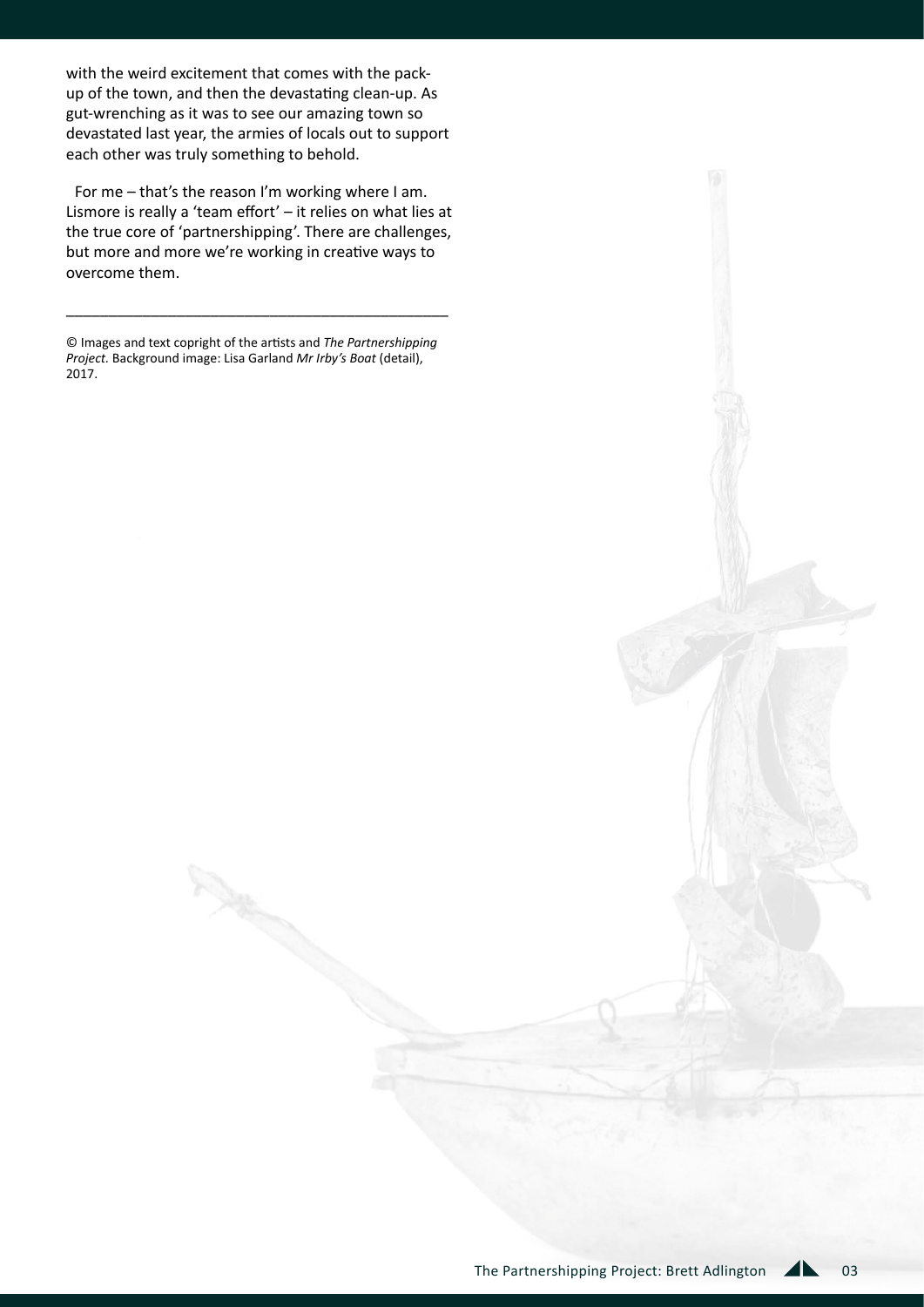with the weird excitement that comes with the pack-up of the town, and then the devastating clean-up. As gut-wrenching as it was to see our amazing town so devastated last year, the armies of locals out to support each other was truly something to behold.

For me – that's the reason I'm working where I am. Lismore is really a 'team effort' – it relies on what lies at the true core of 'partnershipping'. There are challenges, but more and more we're working in creative ways to overcome them.

---

© Images and text copright of the artists and *The Partnershipping Project.* Background image: Lisa Garland *Mr Irby's Boat* (detail), 2017.